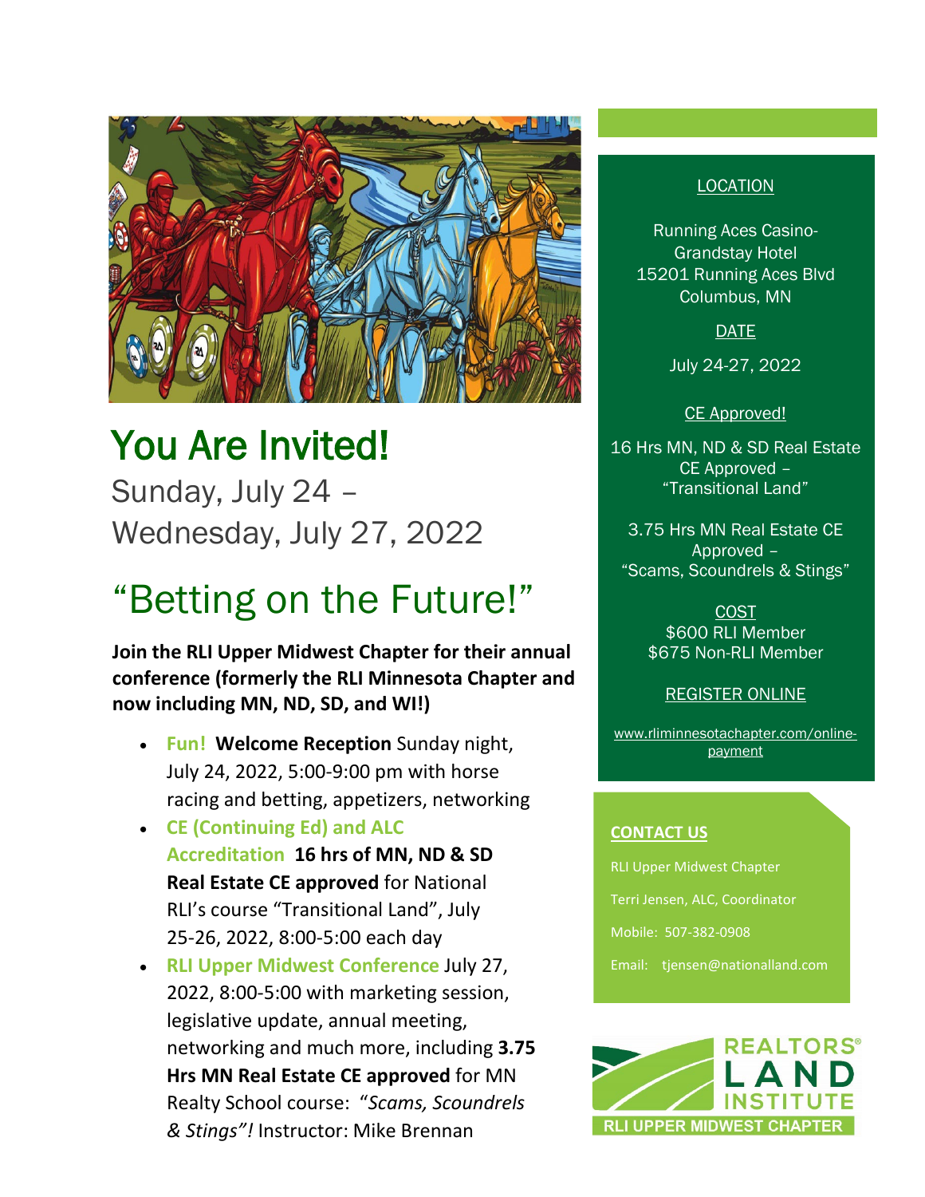# You Are Invited!

Sunday, July 24 –
Wednesday, July 27, 2022

# "Betting on the Future!"

**Join the RLI Upper Midwest Chapter for their annual conference (formerly the RLI Minnesota Chapter and now including MN, ND, SD, and WI!)**

- **Fun!** **Welcome Reception** Sunday night, July 24, 2022, 5:00-9:00 pm with horse racing and betting, appetizers, networking
- **CE (Continuing Ed) and ALC Accreditation** **16 hrs of MN, ND & SD Real Estate CE approved** for National RLI's course "Transitional Land", July 25-26, 2022, 8:00-5:00 each day
- **RLI Upper Midwest Conference** July 27, 2022, 8:00-5:00 with marketing session, legislative update, annual meeting, networking and much more, including **3.75 Hrs MN Real Estate CE approved** for MN Realty School course: "*Scams, Scoundrels & Stings"!* Instructor: Mike Brennan

LOCATION

Running Aces Casino-
Grandstay Hotel
15201 Running Aces Blvd
Columbus, MN

DATE

July 24-27, 2022

CE Approved!

16 Hrs MN, ND & SD Real Estate CE Approved – "Transitional Land"

3.75 Hrs MN Real Estate CE Approved – "Scams, Scoundrels & Stings"

COST

$600 RLI Member
$675 Non-RLI Member

REGISTER ONLINE

www.rliminnesotachapter.com/online-payment

**CONTACT US**

RLI Upper Midwest Chapter

Terri Jensen, ALC, Coordinator

Mobile: 507-382-0908

Email: tjensen@nationalland.com

REALTORS® LAND INSTITUTE
RLI UPPER MIDWEST CHAPTER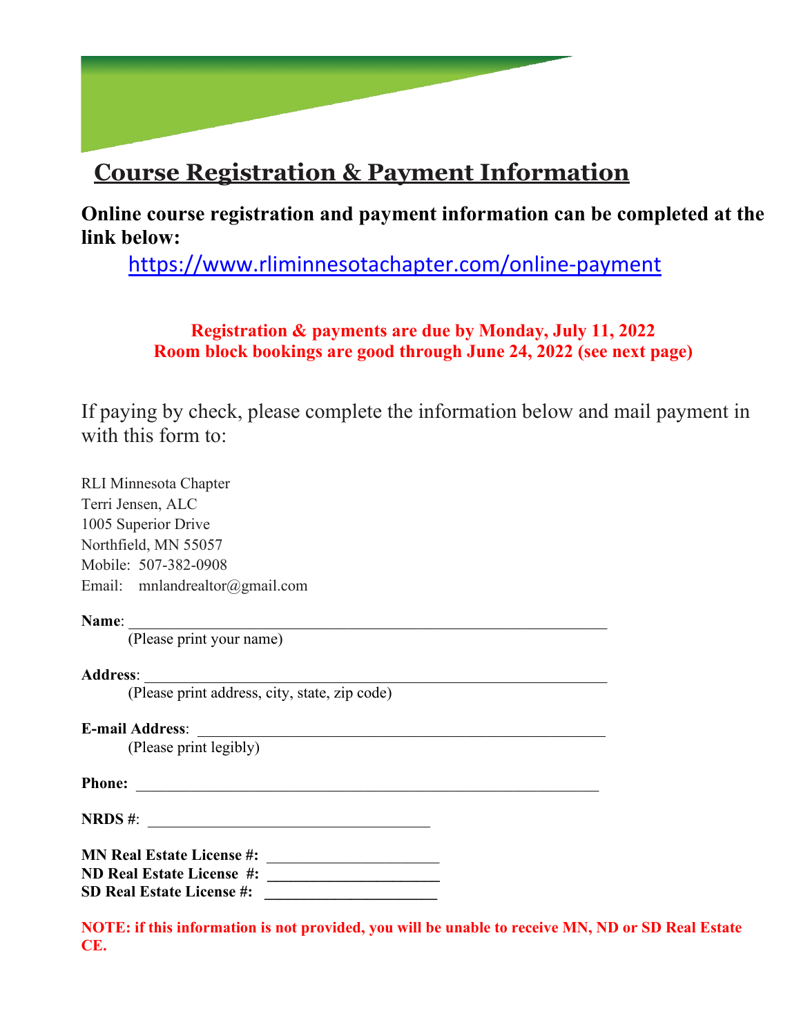# Course Registration & Payment Information

**Online course registration and payment information can be completed at the link below:**

https://www.rliminnesotachapter.com/online-payment

**Registration & payments are due by Monday, July 11, 2022**
**Room block bookings are good through June 24, 2022 (see next page)**

If paying by check, please complete the information below and mail payment in with this form to:

RLI Minnesota Chapter
Terri Jensen, ALC
1005 Superior Drive
Northfield, MN 55057
Mobile: 507-382-0908
Email: mnlandrealtor@gmail.com

**Name**: ______________________________________________________________
(Please print your name)

**Address**: ____________________________________________________________
(Please print address, city, state, zip code)

**E-mail Address**: ______________________________________________________
(Please print legibly)

**Phone:** _____________________________________________________________

**NRDS #**: _____________________________________

**MN Real Estate License #:** ______________________
**ND Real Estate License #:** ______________________
**SD Real Estate License #:** ______________________

**NOTE: if this information is not provided, you will be unable to receive MN, ND or SD Real Estate CE.**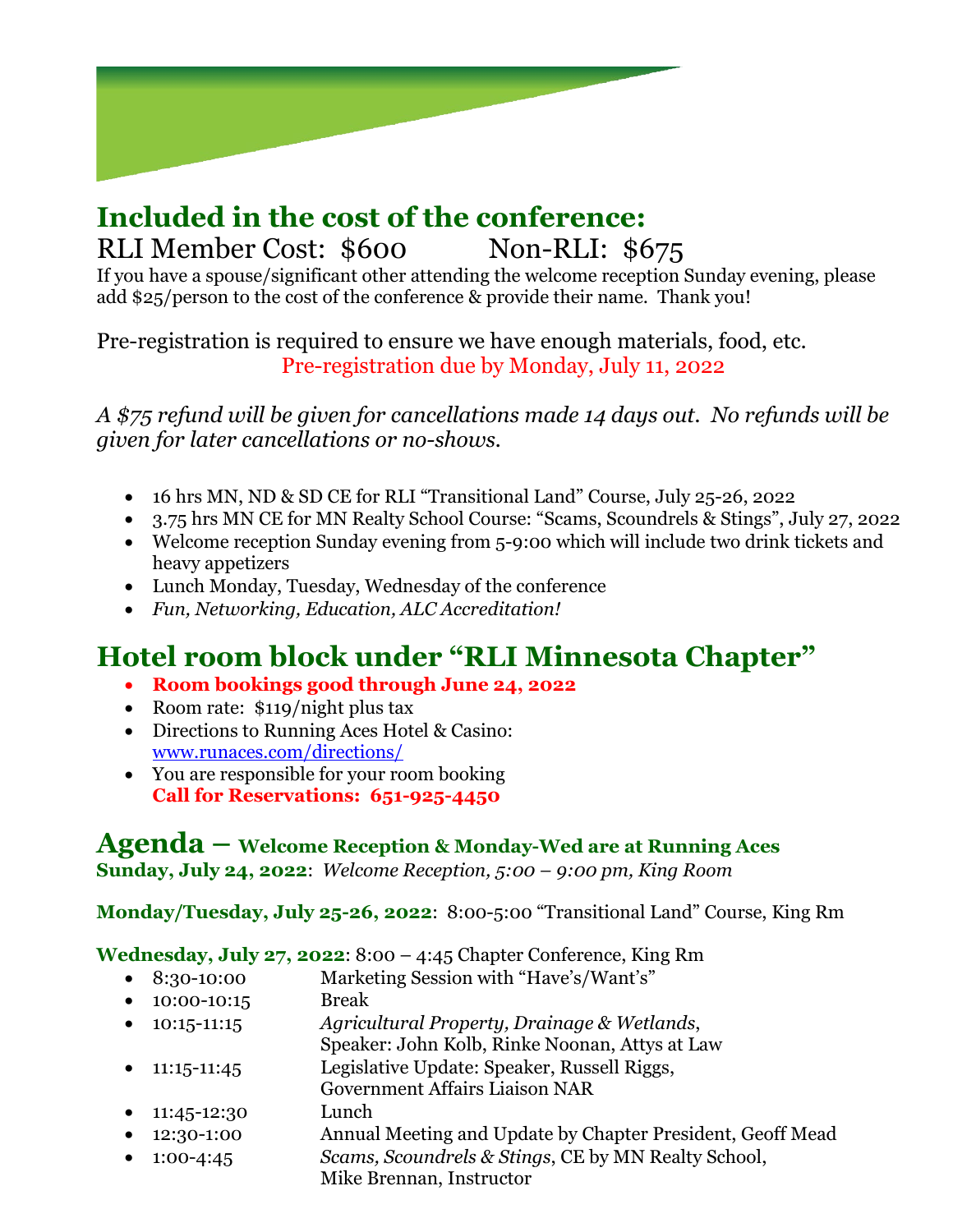## Included in the cost of the conference:

RLI Member Cost: $600 Non-RLI: $675

If you have a spouse/significant other attending the welcome reception Sunday evening, please add $25/person to the cost of the conference & provide their name. Thank you!

Pre-registration is required to ensure we have enough materials, food, etc.

Pre-registration due by Monday, July 11, 2022

*A $75 refund will be given for cancellations made 14 days out. No refunds will be given for later cancellations or no-shows.*

- 16 hrs MN, ND & SD CE for RLI "Transitional Land" Course, July 25-26, 2022
- 3.75 hrs MN CE for MN Realty School Course: "Scams, Scoundrels & Stings", July 27, 2022
- Welcome reception Sunday evening from 5-9:00 which will include two drink tickets and heavy appetizers
- Lunch Monday, Tuesday, Wednesday of the conference
- *Fun, Networking, Education, ALC Accreditation!*

## Hotel room block under "RLI Minnesota Chapter"

- **Room bookings good through June 24, 2022**
- Room rate: $119/night plus tax
- Directions to Running Aces Hotel & Casino: www.runaces.com/directions/
- You are responsible for your room booking
  **Call for Reservations: 651-925-4450**

## Agenda – Welcome Reception & Monday-Wed are at Running Aces

**Sunday, July 24, 2022**: *Welcome Reception, 5:00 – 9:00 pm, King Room*

**Monday/Tuesday, July 25-26, 2022**: 8:00-5:00 "Transitional Land" Course, King Rm

**Wednesday, July 27, 2022**: 8:00 – 4:45 Chapter Conference, King Rm

- 8:30-10:00 Marketing Session with "Have's/Want's"
- 10:00-10:15 Break
- 10:15-11:15 *Agricultural Property, Drainage & Wetlands*, Speaker: John Kolb, Rinke Noonan, Attys at Law
- 11:15-11:45 Legislative Update: Speaker, Russell Riggs, Government Affairs Liaison NAR
- 11:45-12:30 Lunch
- 12:30-1:00 Annual Meeting and Update by Chapter President, Geoff Mead
- 1:00-4:45 *Scams, Scoundrels & Stings*, CE by MN Realty School, Mike Brennan, Instructor